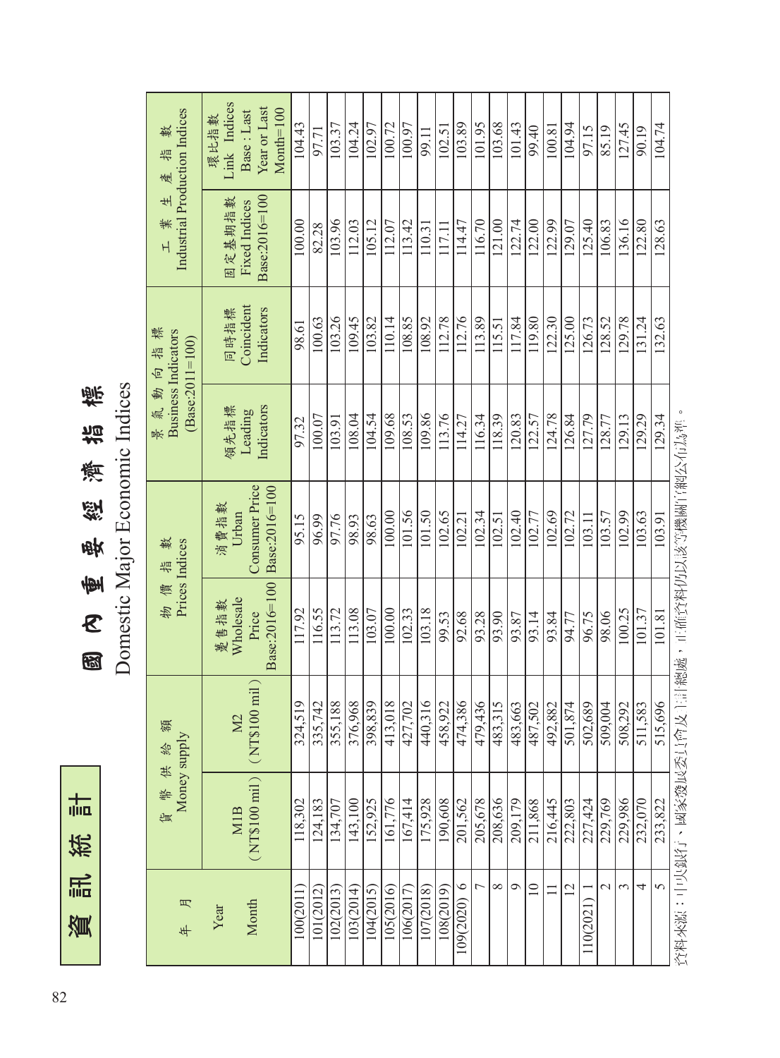# 資訊統計

## 國內重要經濟指標

## Domestic Major Economic Indices

| 年　月 Year Month | 貨幣供給額 Money supply | | 物價指數 Prices Indices | | 景氣動向指標 Business Indicators (Base:2011=100) | | 工業生產指數 Industrial Production Indices | |
|---|---|---|---|---|---|---|---|---|
| | M1B (NT$100 mil) | M2 (NT$100 mil) | 躉售指數 Wholesale Price Base:2016=100 | 消費指數 Urban Consumer Price Base:2016=100 | 領先指標 Leading Indicators | 同時指標 Coincident Indicators | 固定基期指數 Fixed Indices Base:2016=100 | 環比指數 Link Indices Base : Last Year or Last Month=100 |
| 100(2011) | 118,302 | 324,519 | 117.92 | 95.15 | 97.32 | 98.61 | 100.00 | 104.43 |
| 101(2012) | 124,183 | 335,742 | 116.55 | 96.99 | 100.07 | 100.63 | 82.28 | 97.71 |
| 102(2013) | 134,707 | 355,188 | 113.72 | 97.76 | 103.91 | 103.26 | 103.96 | 103.37 |
| 103(2014) | 143,100 | 376,968 | 113.08 | 98.93 | 108.04 | 109.45 | 112.03 | 104.24 |
| 104(2015) | 152,925 | 398,839 | 103.07 | 98.63 | 104.54 | 103.82 | 105.12 | 102.97 |
| 105(2016) | 161,776 | 413,018 | 100.00 | 100.00 | 109.68 | 110.14 | 112.07 | 100.72 |
| 106(2017) | 167,414 | 427,702 | 102.33 | 101.56 | 108.53 | 108.85 | 113.42 | 100.97 |
| 107(2018) | 175,928 | 440,316 | 103.18 | 101.50 | 109.86 | 108.92 | 110.31 | 99.11 |
| 108(2019) | 190,608 | 458,922 | 99.53 | 102.65 | 113.76 | 112.78 | 117.11 | 102.51 |
| 109(2020) 6 | 201,562 | 474,386 | 92.68 | 102.21 | 114.27 | 112.76 | 114.47 | 103.89 |
| 7 | 205,678 | 479,436 | 93.28 | 102.34 | 116.34 | 113.89 | 116.70 | 101.95 |
| 8 | 208,636 | 483,315 | 93.90 | 102.51 | 118.39 | 115.51 | 121.00 | 103.68 |
| 9 | 209,179 | 483,663 | 93.87 | 102.40 | 120.83 | 117.84 | 122.74 | 101.43 |
| 10 | 211,868 | 487,502 | 93.14 | 102.77 | 122.57 | 119.80 | 122.00 | 99.40 |
| 11 | 216,445 | 492,882 | 93.84 | 102.69 | 124.78 | 122.30 | 122.99 | 100.81 |
| 12 | 222,803 | 501,874 | 94.77 | 102.72 | 126.84 | 125.00 | 129.07 | 104.94 |
| 110(2021) 1 | 227,424 | 502,689 | 96.75 | 103.11 | 127.79 | 126.73 | 125.40 | 97.15 |
| 2 | 229,769 | 509,004 | 98.06 | 103.57 | 128.77 | 128.52 | 106.83 | 85.19 |
| 3 | 229,986 | 508,292 | 100.25 | 102.99 | 129.13 | 129.78 | 136.16 | 127.45 |
| 4 | 232,070 | 511,583 | 101.37 | 103.63 | 129.29 | 131.24 | 122.80 | 90.19 |
| 5 | 233,822 | 515,696 | 101.81 | 103.91 | 129.34 | 132.63 | 128.63 | 104.74 |

資料來源：中央銀行、國家發展委員會及主計總處，正確資料仍以該等機關官網公布為準。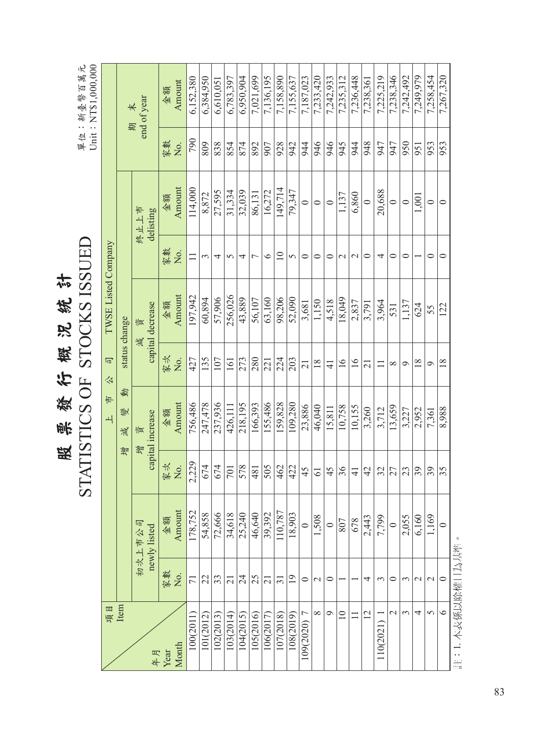# 股票發行概況統計

# STATISTICS OF STOCKS ISSUED

單位：新臺幣百萬元
Unit : NT$1,000,000

| 項目 Item / 年月 Year Month | 上市公司 TWSE Listed Company | | | | | | | | | |
|---|---|---|---|---|---|---|---|---|---|---|
| | 增減變動 status change | | | | | | | | 期末 end of year | |
| | 初次上市公司 newly listed | | 增資 capital increase | | 減資 capital decrease | | 終止上市 delisting | | | |
| | 家數 No. | 金額 Amount | 家次 No. | 金額 Amount | 家次 No. | 金額 Amount | 家數 No. | 金額 Amount | 家數 No. | 金額 Amount |
| 100(2011) | 71 | 178,752 | 2,229 | 756,486 | 427 | 197,942 | 11 | 114,000 | 790 | 6,152,380 |
| 101(2012) | 22 | 54,858 | 674 | 247,478 | 135 | 60,894 | 3 | 8,872 | 809 | 6,384,950 |
| 102(2013) | 33 | 72,666 | 674 | 237,936 | 107 | 57,906 | 4 | 27,595 | 838 | 6,610,051 |
| 103(2014) | 21 | 34,618 | 701 | 426,111 | 161 | 256,026 | 5 | 31,334 | 854 | 6,783,397 |
| 104(2015) | 24 | 25,240 | 578 | 218,195 | 273 | 43,889 | 4 | 32,039 | 874 | 6,950,904 |
| 105(2016) | 25 | 46,640 | 481 | 166,393 | 280 | 56,107 | 7 | 86,131 | 892 | 7,021,699 |
| 106(2017) | 21 | 39,392 | 505 | 155,486 | 221 | 63,160 | 6 | 16,272 | 907 | 7,136,195 |
| 107(2018) | 31 | 110,787 | 462 | 159,828 | 224 | 98,206 | 10 | 149,714 | 928 | 7,158,890 |
| 108(2019) | 19 | 18,903 | 422 | 109,280 | 203 | 52,090 | 5 | 79,347 | 942 | 7,155,637 |
| 109(2020) 7 | 0 | 0 | 45 | 23,886 | 21 | 3,681 | 0 | 0 | 944 | 7,187,023 |
| 8 | 2 | 1,508 | 61 | 46,040 | 18 | 1,150 | 0 | 0 | 946 | 7,233,420 |
| 9 | 0 | 0 | 45 | 15,811 | 41 | 4,518 | 0 | 0 | 946 | 7,242,933 |
| 10 | 1 | 807 | 36 | 10,758 | 16 | 18,049 | 2 | 1,137 | 945 | 7,235,312 |
| 11 | 1 | 678 | 41 | 10,155 | 16 | 2,837 | 2 | 6,860 | 944 | 7,236,448 |
| 12 | 4 | 2,443 | 42 | 3,260 | 21 | 3,791 | 0 | 0 | 948 | 7,238,361 |
| 110(2021) 1 | 3 | 7,799 | 32 | 3,712 | 11 | 3,964 | 4 | 20,688 | 947 | 7,225,219 |
| 2 | 0 | 0 | 27 | 13,659 | 8 | 531 | 0 | 0 | 947 | 7,238,346 |
| 3 | 3 | 2,055 | 23 | 3,227 | 9 | 1,137 | 0 | 0 | 950 | 7,242,492 |
| 4 | 2 | 6,160 | 39 | 2,952 | 18 | 624 | 1 | 1,001 | 951 | 7,249,979 |
| 5 | 2 | 1,169 | 39 | 7,361 | 9 | 55 | 0 | 0 | 953 | 7,258,454 |
| 6 | 0 | 0 | 35 | 8,988 | 18 | 122 | 0 | 0 | 953 | 7,267,320 |

註：1. 本表係以除權日為基準。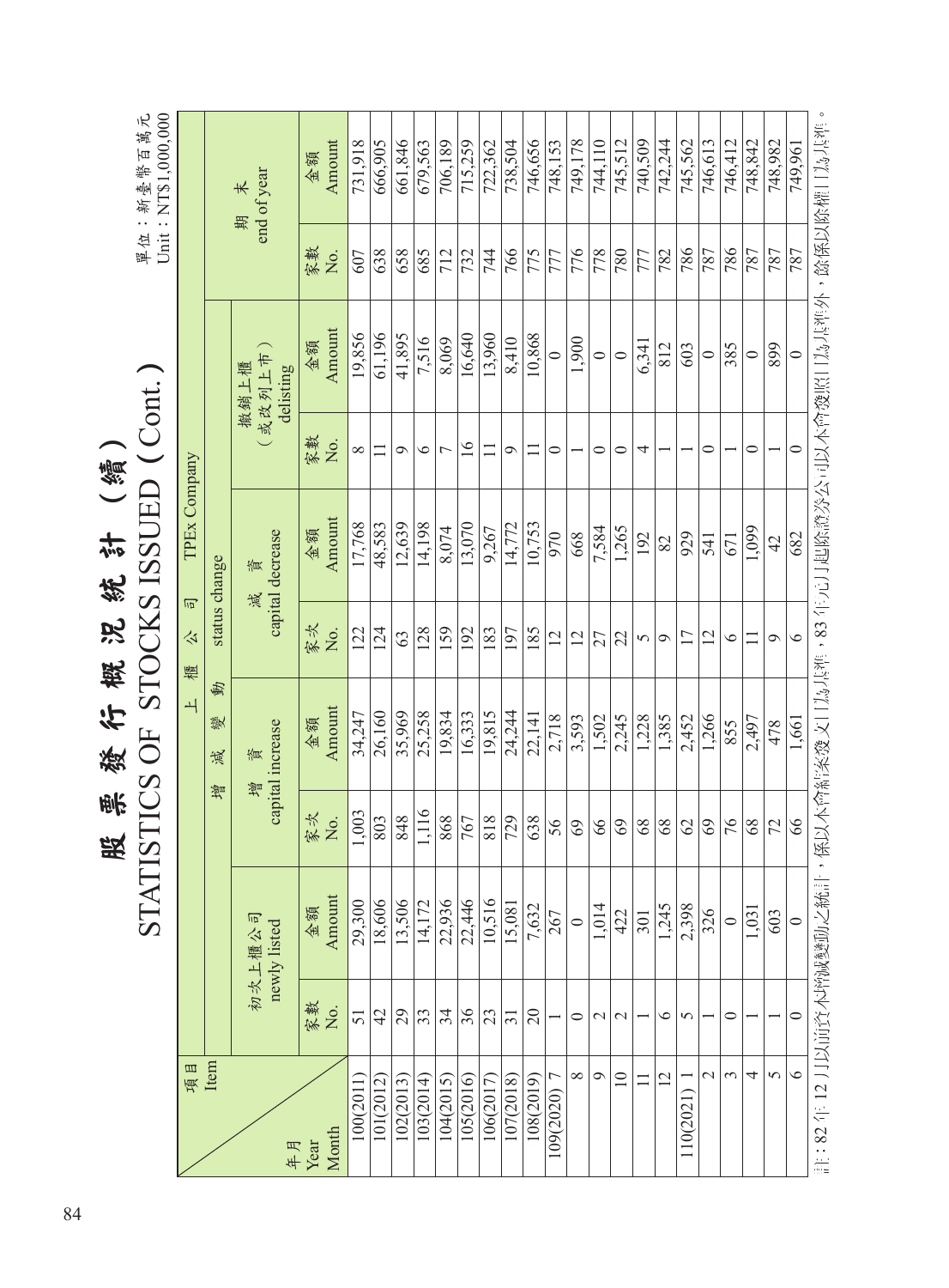# 股票發行概況統計（續）

# STATISTICS OF STOCKS ISSUED (Cont.)

單位：新臺幣百萬元
Unit：NT$1,000,000

| 項目 Item / 年月 Year Month | 上櫃公司 TPEx Company | | | | | | | | 期末 end of year | |
|---|---|---|---|---|---|---|---|---|---|---|
| | 初次上櫃公司 newly listed | | 增減變動 status change | | | | | | | |
| | | | 增資 capital increase | | 減資 capital decrease | | 撤銷上櫃（或改列上市） delisting | | | |
| | 家數 No. | 金額 Amount | 家次 No. | 金額 Amount | 家次 No. | 金額 Amount | 家數 No. | 金額 Amount | 家數 No. | 金額 Amount |
| 100(2011) | 51 | 29,300 | 1,003 | 34,247 | 122 | 17,768 | 8 | 19,856 | 607 | 731,918 |
| 101(2012) | 42 | 18,606 | 803 | 26,160 | 124 | 48,583 | 11 | 61,196 | 638 | 666,905 |
| 102(2013) | 29 | 13,506 | 848 | 35,969 | 63 | 12,639 | 9 | 41,895 | 658 | 661,846 |
| 103(2014) | 33 | 14,172 | 1,116 | 25,258 | 128 | 14,198 | 6 | 7,516 | 685 | 679,563 |
| 104(2015) | 34 | 22,936 | 868 | 19,834 | 159 | 8,074 | 7 | 8,069 | 712 | 706,189 |
| 105(2016) | 36 | 22,446 | 767 | 16,333 | 192 | 13,070 | 16 | 16,640 | 732 | 715,259 |
| 106(2017) | 23 | 10,516 | 818 | 19,815 | 183 | 9,267 | 11 | 13,960 | 744 | 722,362 |
| 107(2018) | 31 | 15,081 | 729 | 24,244 | 197 | 14,772 | 9 | 8,410 | 766 | 738,504 |
| 108(2019) | 20 | 7,632 | 638 | 22,141 | 185 | 10,753 | 11 | 10,868 | 775 | 746,656 |
| 109(2020) 7 | 1 | 267 | 56 | 2,718 | 12 | 970 | 0 | 0 | 777 | 748,153 |
| 8 | 0 | 0 | 69 | 3,593 | 12 | 668 | 1 | 1,900 | 776 | 749,178 |
| 9 | 2 | 1,014 | 66 | 1,502 | 27 | 7,584 | 0 | 0 | 778 | 744,110 |
| 10 | 2 | 422 | 69 | 2,245 | 22 | 1,265 | 0 | 0 | 780 | 745,512 |
| 11 | 1 | 301 | 68 | 1,228 | 5 | 192 | 4 | 6,341 | 777 | 740,509 |
| 12 | 6 | 1,245 | 68 | 1,385 | 9 | 82 | 1 | 812 | 782 | 742,244 |
| 110(2021) 1 | 5 | 2,398 | 62 | 2,452 | 17 | 929 | 1 | 603 | 786 | 745,562 |
| 2 | 1 | 326 | 69 | 1,266 | 12 | 541 | 0 | 0 | 787 | 746,613 |
| 3 | 0 | 0 | 76 | 855 | 6 | 671 | 1 | 385 | 786 | 746,412 |
| 4 | 1 | 1,031 | 68 | 2,497 | 11 | 1,099 | 0 | 0 | 787 | 748,842 |
| 5 | 1 | 603 | 72 | 478 | 9 | 42 | 1 | 899 | 787 | 748,982 |
| 6 | 0 | 0 | 66 | 1,661 | 6 | 682 | 0 | 0 | 787 | 749,961 |

註：82年12月以前資本增減變動之統計，係以本會核准發文日為基準，83年元月起除證券公司以本會發照日為基準外，餘係以除權日為基準。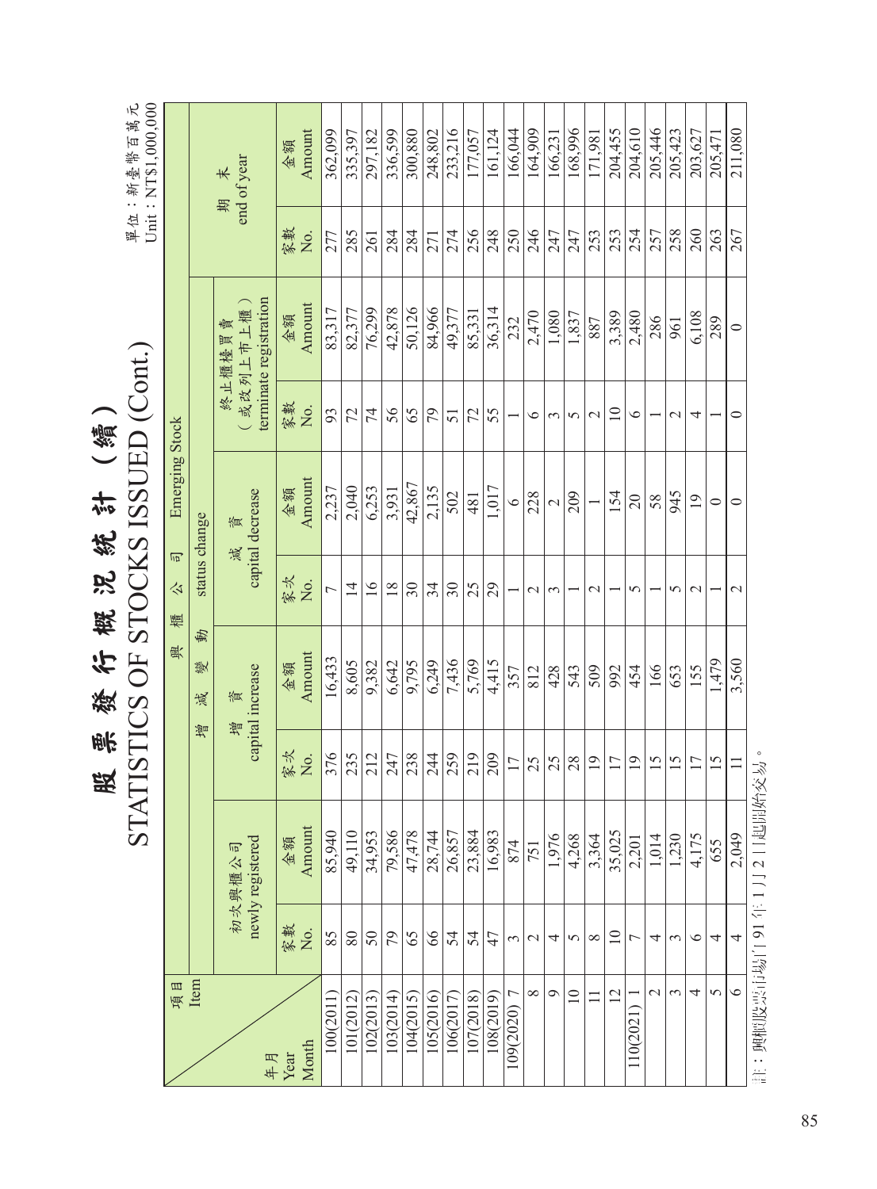# 股票發行概況統計（續）
# STATISTICS OF STOCKS ISSUED (Cont.)

單位：新臺幣百萬元
Unit：NT$1,000,000

| 項目 Item / 年月 Year Month | 興櫃公司 Emerging Stock | | | | | | | | 期末 end of year | |
|---|---|---|---|---|---|---|---|---|---|---|
| | 初次興櫃公司 newly registered | | 增減變動 status change | | | | | | | |
| | | | 增資 capital increase | | 減資 capital decrease | | 終止櫃檯買賣（或改列上市上櫃）terminate registration | | | |
| | 家數 No. | 金額 Amount | 家次 No. | 金額 Amount | 家次 No. | 金額 Amount | 家數 No. | 金額 Amount | 家數 No. | 金額 Amount |
| 100(2011) | 85 | 85,940 | 376 | 16,433 | 7 | 2,237 | 93 | 83,317 | 277 | 362,099 |
| 101(2012) | 80 | 49,110 | 235 | 8,605 | 14 | 2,040 | 72 | 82,377 | 285 | 335,397 |
| 102(2013) | 50 | 34,953 | 212 | 9,382 | 16 | 6,253 | 74 | 76,299 | 261 | 297,182 |
| 103(2014) | 79 | 79,586 | 247 | 6,642 | 18 | 3,931 | 56 | 42,878 | 284 | 336,599 |
| 104(2015) | 65 | 47,478 | 238 | 9,795 | 30 | 42,867 | 65 | 50,126 | 284 | 300,880 |
| 105(2016) | 66 | 28,744 | 244 | 6,249 | 34 | 2,135 | 79 | 84,966 | 271 | 248,802 |
| 106(2017) | 54 | 26,857 | 259 | 7,436 | 30 | 502 | 51 | 49,377 | 274 | 233,216 |
| 107(2018) | 54 | 23,884 | 219 | 5,769 | 25 | 481 | 72 | 85,331 | 256 | 177,057 |
| 108(2019) | 47 | 16,983 | 209 | 4,415 | 29 | 1,017 | 55 | 36,314 | 248 | 161,124 |
| 109(2020) 7 | 3 | 874 | 17 | 357 | 1 | 6 | 1 | 232 | 250 | 166,044 |
| 8 | 2 | 751 | 25 | 812 | 2 | 228 | 6 | 2,470 | 246 | 164,909 |
| 9 | 4 | 1,976 | 25 | 428 | 3 | 2 | 3 | 1,080 | 247 | 166,231 |
| 10 | 5 | 4,268 | 28 | 543 | 1 | 209 | 5 | 1,837 | 247 | 168,996 |
| 11 | 8 | 3,364 | 19 | 509 | 2 | 1 | 2 | 887 | 253 | 171,981 |
| 12 | 10 | 35,025 | 17 | 992 | 1 | 154 | 10 | 3,389 | 253 | 204,455 |
| 110(2021) 1 | 7 | 2,201 | 19 | 454 | 5 | 20 | 6 | 2,480 | 254 | 204,610 |
| 2 | 4 | 1,014 | 15 | 166 | 1 | 58 | 1 | 286 | 257 | 205,446 |
| 3 | 3 | 1,230 | 15 | 653 | 5 | 945 | 2 | 961 | 258 | 205,423 |
| 4 | 6 | 4,175 | 17 | 155 | 2 | 19 | 4 | 6,108 | 260 | 203,627 |
| 5 | 4 | 655 | 15 | 1,479 | 1 | 0 | 1 | 289 | 263 | 205,471 |
| 6 | 4 | 2,049 | 11 | 3,560 | 2 | 0 | 0 | 0 | 267 | 211,080 |

註：興櫃股票市場自91年1月2日起開始交易。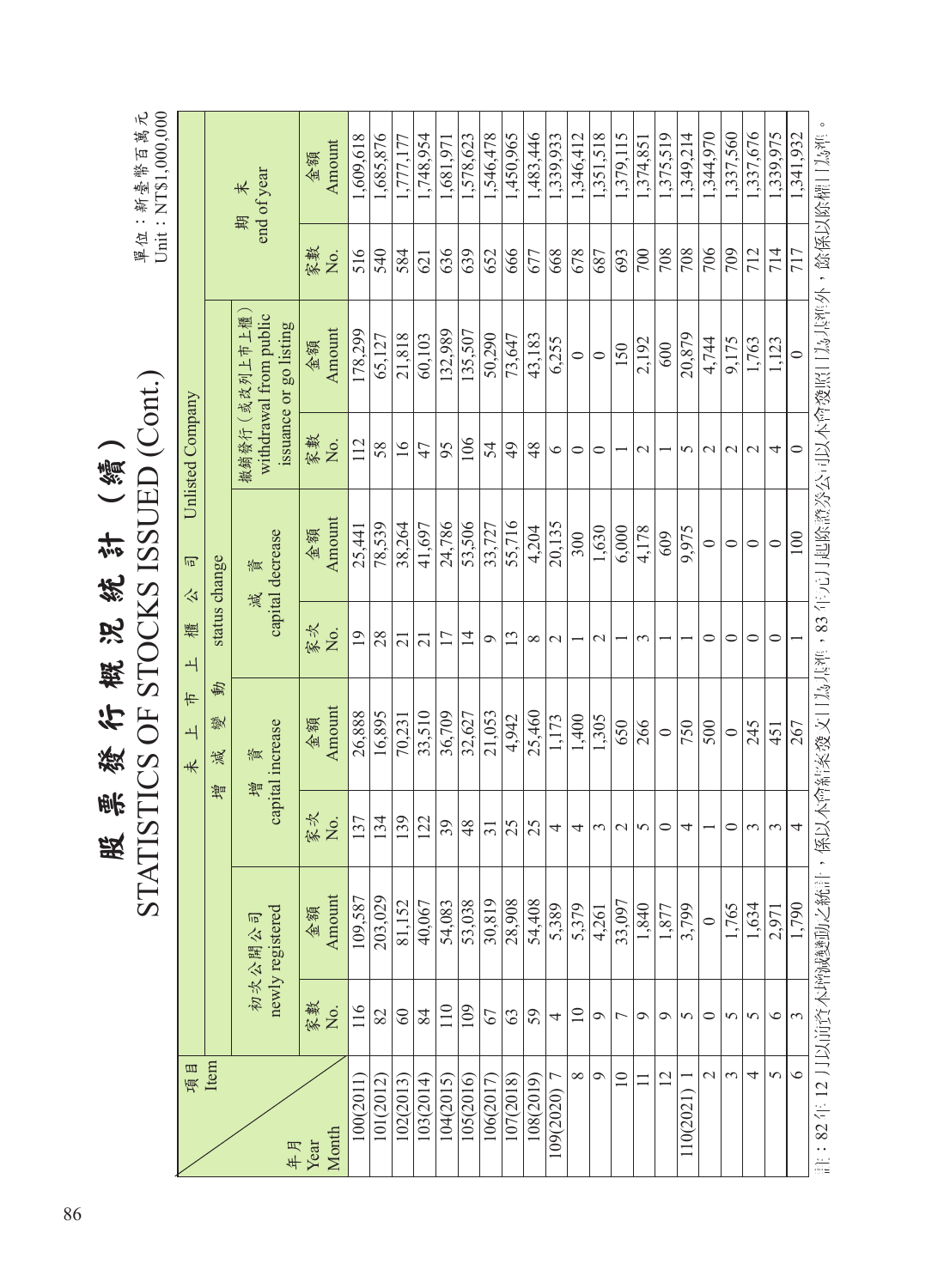# 股票發行概況統計（續）

# STATISTICS OF STOCKS ISSUED (Cont.)

單位：新臺幣百萬元
Unit：NT$1,000,000

| 項目 Item / 年月 Year Month | 初次公開公司 newly registered | | 未上市上櫃公司 Unlisted Company | | | | | | 期末 end of year | |
|---|---|---|---|---|---|---|---|---|---|---|
| | | | 增減變動 status change | | | | | | | |
| | | | 增資 capital increase | | 減資 capital decrease | | 撤銷發行（或改列上市上櫃）withdrawal from public issuance or go listing | | | |
| | 家數 No. | 金額 Amount | 家次 No. | 金額 Amount | 家次 No. | 金額 Amount | 家數 No. | 金額 Amount | 家數 No. | 金額 Amount |
| 100(2011) | 116 | 109,587 | 137 | 26,888 | 19 | 25,441 | 112 | 178,299 | 516 | 1,609,618 |
| 101(2012) | 82 | 203,029 | 134 | 16,895 | 28 | 78,539 | 58 | 65,127 | 540 | 1,685,876 |
| 102(2013) | 60 | 81,152 | 139 | 70,231 | 21 | 38,264 | 16 | 21,818 | 584 | 1,777,177 |
| 103(2014) | 84 | 40,067 | 122 | 33,510 | 21 | 41,697 | 47 | 60,103 | 621 | 1,748,954 |
| 104(2015) | 110 | 54,083 | 39 | 36,709 | 17 | 24,786 | 95 | 132,989 | 636 | 1,681,971 |
| 105(2016) | 109 | 53,038 | 48 | 32,627 | 14 | 53,506 | 106 | 135,507 | 639 | 1,578,623 |
| 106(2017) | 67 | 30,819 | 31 | 21,053 | 9 | 33,727 | 54 | 50,290 | 652 | 1,546,478 |
| 107(2018) | 63 | 28,908 | 25 | 4,942 | 13 | 55,716 | 49 | 73,647 | 666 | 1,450,965 |
| 108(2019) | 59 | 54,408 | 25 | 25,460 | 8 | 4,204 | 48 | 43,183 | 677 | 1,483,446 |
| 109(2020) 7 | 4 | 5,389 | 4 | 1,173 | 2 | 20,135 | 6 | 6,255 | 668 | 1,339,933 |
| 8 | 10 | 5,379 | 4 | 1,400 | 1 | 300 | 0 | 0 | 678 | 1,346,412 |
| 9 | 9 | 4,261 | 3 | 1,305 | 2 | 1,630 | 0 | 0 | 687 | 1,351,518 |
| 10 | 7 | 33,097 | 2 | 650 | 1 | 6,000 | 1 | 150 | 693 | 1,379,115 |
| 11 | 9 | 1,840 | 5 | 266 | 3 | 4,178 | 2 | 2,192 | 700 | 1,374,851 |
| 12 | 9 | 1,877 | 0 | 0 | 1 | 609 | 1 | 600 | 708 | 1,375,519 |
| 110(2021) 1 | 5 | 3,799 | 4 | 750 | 1 | 9,975 | 5 | 20,879 | 708 | 1,349,214 |
| 2 | 0 | 0 | 1 | 500 | 0 | 0 | 2 | 4,744 | 706 | 1,344,970 |
| 3 | 5 | 1,765 | 0 | 0 | 0 | 0 | 2 | 9,175 | 709 | 1,337,560 |
| 4 | 5 | 1,634 | 3 | 245 | 0 | 0 | 2 | 1,763 | 712 | 1,337,676 |
| 5 | 6 | 2,971 | 3 | 451 | 0 | 0 | 4 | 1,123 | 714 | 1,339,975 |
| 6 | 3 | 1,790 | 4 | 267 | 1 | 100 | 0 | 0 | 717 | 1,341,932 |

註：82年12月以前資本額變動之統計，係以本會核發文日為基準，83年元月起除證券公司以本會發照日為基準外，餘係以除權日為準。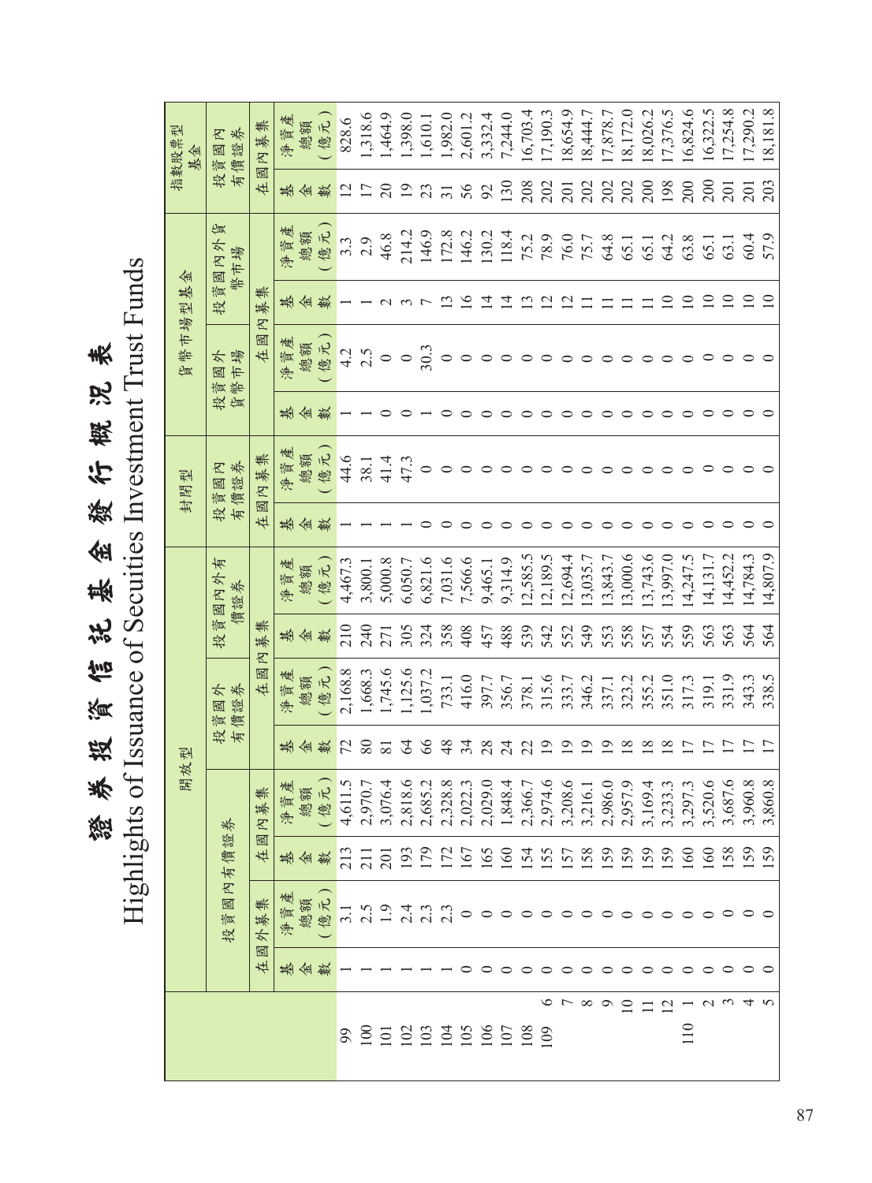# 證券投資信託基金發行概況表

## Highlights of Issuance of Secuities Investment Trust Funds

| | | 開放型 | | | | | | | | 封閉型 | | 貨幣市場型基金 | | | | 指數股票型基金 | |
|---|---|---|---|---|---|---|---|---|---|---|---|---|---|---|---|---|---|
| | | 投資國內有價證券 | | | | 投資國外有價證券 | | 投資國內外有價證券 | | 投資國內有價證券 | | 投資國外貨幣市場 | | 投資國內外貨幣市場 | | 投資國內有價證券 | |
| | | 在國外募集 | | 在國內募集 | | 在國內募集 | | | | 在國內募集 | | 在國內募集 | | | | 在國內募集 | |
| | | 基金數 | 淨資產總額（億元） | 基金數 | 淨資產總額（億元） | 基金數 | 淨資產總額（億元） | 基金數 | 淨資產總額（億元） | 基金數 | 淨資產總額（億元） | 基金數 | 淨資產總額（億元） | 基金數 | 淨資產總額（億元） | 基金數 | 淨資產總額（億元） |
| 99 | | 1 | 3.1 | 213 | 4,611.5 | 72 | 2,168.8 | 210 | 4,467.3 | 1 | 44.6 | 1 | 4.2 | 1 | 3.3 | 12 | 828.6 |
| 100 | | 1 | 2.5 | 211 | 2,970.7 | 80 | 1,668.3 | 240 | 3,800.1 | 1 | 38.1 | 1 | 2.5 | 1 | 2.9 | 17 | 1,318.6 |
| 101 | | 1 | 1.9 | 201 | 3,076.4 | 81 | 1,745.6 | 271 | 5,000.8 | 1 | 41.4 | 0 | 0 | 2 | 46.8 | 20 | 1,464.9 |
| 102 | | 1 | 2.4 | 193 | 2,818.6 | 64 | 1,125.6 | 305 | 6,050.7 | 1 | 47.3 | 0 | 0 | 3 | 214.2 | 19 | 1,398.0 |
| 103 | | 1 | 2.3 | 179 | 2,685.2 | 66 | 1,037.2 | 324 | 6,821.6 | 0 | 0 | 1 | 30.3 | 7 | 146.9 | 23 | 1,610.1 |
| 104 | | 1 | 2.3 | 172 | 2,328.8 | 48 | 733.1 | 358 | 7,031.6 | 0 | 0 | 0 | 0 | 13 | 172.8 | 31 | 1,982.0 |
| 105 | | 0 | 0 | 167 | 2,022.3 | 34 | 416.0 | 408 | 7,566.6 | 0 | 0 | 0 | 0 | 16 | 146.2 | 56 | 2,601.2 |
| 106 | | 0 | 0 | 165 | 2,029.0 | 28 | 397.7 | 457 | 9,465.1 | 0 | 0 | 0 | 0 | 14 | 130.2 | 92 | 3,332.4 |
| 107 | | 0 | 0 | 160 | 1,848.4 | 24 | 356.7 | 488 | 9,314.9 | 0 | 0 | 0 | 0 | 14 | 118.4 | 130 | 7,244.0 |
| 108 | | 0 | 0 | 154 | 2,366.7 | 22 | 378.1 | 539 | 12,585.5 | 0 | 0 | 0 | 0 | 13 | 75.2 | 208 | 16,703.4 |
| 109 | 6 | 0 | 0 | 155 | 2,974.6 | 19 | 315.6 | 542 | 12,189.5 | 0 | 0 | 0 | 0 | 12 | 78.9 | 202 | 17,190.3 |
| | 7 | 0 | 0 | 157 | 3,208.6 | 19 | 333.7 | 552 | 12,694.4 | 0 | 0 | 0 | 0 | 12 | 76.0 | 201 | 18,654.9 |
| | 8 | 0 | 0 | 158 | 3,216.1 | 19 | 346.2 | 549 | 13,035.7 | 0 | 0 | 0 | 0 | 11 | 75.7 | 202 | 18,444.7 |
| | 9 | 0 | 0 | 159 | 2,986.0 | 19 | 337.1 | 553 | 13,843.7 | 0 | 0 | 0 | 0 | 11 | 64.8 | 202 | 17,878.7 |
| | 10 | 0 | 0 | 159 | 2,957.9 | 18 | 323.2 | 558 | 13,000.6 | 0 | 0 | 0 | 0 | 11 | 65.1 | 202 | 18,172.0 |
| | 11 | 0 | 0 | 159 | 3,169.4 | 18 | 355.2 | 557 | 13,743.6 | 0 | 0 | 0 | 0 | 11 | 65.1 | 200 | 18,026.2 |
| | 12 | 0 | 0 | 159 | 3,233.3 | 18 | 351.0 | 554 | 13,997.0 | 0 | 0 | 0 | 0 | 10 | 64.2 | 198 | 17,376.5 |
| 110 | 1 | 0 | 0 | 160 | 3,297.3 | 17 | 317.3 | 559 | 14,247.5 | 0 | 0 | 0 | 0 | 10 | 63.8 | 200 | 16,824.6 |
| | 2 | 0 | 0 | 160 | 3,520.6 | 17 | 319.1 | 563 | 14,131.7 | 0 | 0 | 0 | 0 | 10 | 65.1 | 200 | 16,322.5 |
| | 3 | 0 | 0 | 158 | 3,687.6 | 17 | 331.9 | 563 | 14,452.2 | 0 | 0 | 0 | 0 | 10 | 63.1 | 201 | 17,254.8 |
| | 4 | 0 | 0 | 159 | 3,960.8 | 17 | 343.3 | 564 | 14,784.3 | 0 | 0 | 0 | 0 | 10 | 60.4 | 201 | 17,290.2 |
| | 5 | 0 | 0 | 159 | 3,860.8 | 17 | 338.5 | 564 | 14,807.9 | 0 | 0 | 0 | 0 | 10 | 57.9 | 203 | 18,181.8 |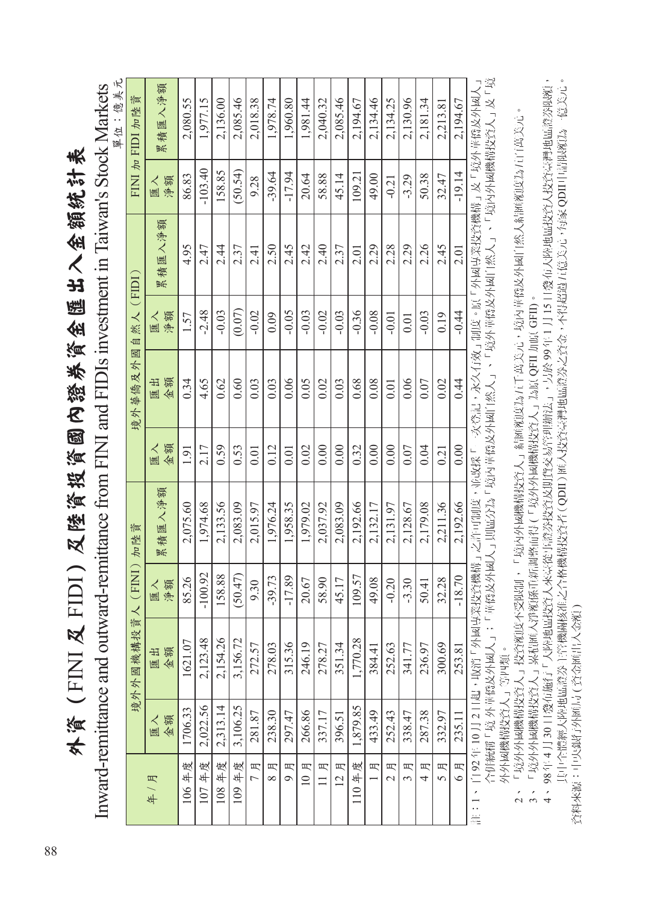# 外資（FINI 及 FIDI）及陸資投資國內證券資金匯出入金額統計表

## Inward-remittance and outward-remittance from FINI and FIDIs investment in Taiwan's Stock Markets

單位：億美元

| 年／月 | 境外外國機構投資人（FINI）加陸資 | | | | 境外華僑及外國自然人（FIDI） | | | | FINI 加 FIDI 加陸資 | |
|---|---|---|---|---|---|---|---|---|---|---|
| | 匯入金額 | 匯出金額 | 匯入淨額 | 累積匯入淨額 | 匯入金額 | 匯出金額 | 匯入淨額 | 累積匯入淨額 | 匯入淨額 | 累積匯入淨額 |
| 106 年度 | 1706.33 | 1621.07 | 85.26 | 2,075.60 | 1.91 | 0.34 | 1.57 | 4.95 | 86.83 | 2,080.55 |
| 107 年度 | 2,022.56 | 2,123.48 | -100.92 | 1,974.68 | 2.17 | 4.65 | -2.48 | 2.47 | -103.40 | 1,977.15 |
| 108 年度 | 2,313.14 | 2,154.26 | 158.88 | 2,133.56 | 0.59 | 0.62 | -0.03 | 2.44 | 158.85 | 2,136.00 |
| 109 年度 | 3,106.25 | 3,156.72 | (50.47) | 2,083.09 | 0.53 | 0.60 | (0.07) | 2.37 | (50.54) | 2,085.46 |
| 7 月 | 281.87 | 272.57 | 9.30 | 2,015.97 | 0.01 | 0.03 | -0.02 | 2.41 | 9.28 | 2,018.38 |
| 8 月 | 238.30 | 278.03 | -39.73 | 1,976.24 | 0.12 | 0.03 | 0.09 | 2.50 | -39.64 | 1,978.74 |
| 9 月 | 297.47 | 315.36 | -17.89 | 1,958.35 | 0.01 | 0.06 | -0.05 | 2.45 | -17.94 | 1,960.80 |
| 10 月 | 266.86 | 246.19 | 20.67 | 1,979.02 | 0.02 | 0.05 | -0.03 | 2.42 | 20.64 | 1,981.44 |
| 11 月 | 337.17 | 278.27 | 58.90 | 2,037.92 | 0.00 | 0.02 | -0.02 | 2.40 | 58.88 | 2,040.32 |
| 12 月 | 396.51 | 351.34 | 45.17 | 2,083.09 | 0.00 | 0.03 | -0.03 | 2.37 | 45.14 | 2,085.46 |
| 110 年度 | 1,879.85 | 1,770.28 | 109.57 | 2,192.66 | 0.32 | 0.68 | -0.36 | 2.01 | 109.21 | 2,194.67 |
| 1 月 | 433.49 | 384.41 | 49.08 | 2,132.17 | 0.00 | 0.08 | -0.08 | 2.29 | 49.00 | 2,134.46 |
| 2 月 | 252.43 | 252.63 | -0.20 | 2,131.97 | 0.00 | 0.01 | -0.01 | 2.28 | -0.21 | 2,134.25 |
| 3 月 | 338.47 | 341.77 | -3.30 | 2,128.67 | 0.07 | 0.06 | 0.01 | 2.29 | -3.29 | 2,130.96 |
| 4 月 | 287.38 | 236.97 | 50.41 | 2,179.08 | 0.04 | 0.07 | -0.03 | 2.26 | 50.38 | 2,181.34 |
| 5 月 | 332.97 | 300.69 | 32.28 | 2,211.36 | 0.21 | 0.02 | 0.19 | 2.45 | 32.47 | 2,213.81 |
| 6 月 | 235.11 | 253.81 | -18.70 | 2,192.66 | 0.00 | 0.44 | -0.44 | 2.01 | -19.14 | 2,194.67 |

註：1、自 92 年 10 月 2 日起，取消「外國專業投資機構」之許可制度，並改採「一次登記，永久有效」制度。原「外國專業投資機構」及「境外華僑及外國人」合併統稱「境外華僑及外國人」；「華僑及外國人」則區分為「境內華僑及外國自然人」、「境外華僑及外國自然人」、「境內外國機構投資人」及「境外外國機構投資人」等四類。

2、「境外外國機構投資人」投資額度不受限制，「境內外國機構投資人」給予額度為五千萬美元；境內華僑及外國自然人給予額度為五百萬美元。

3、「境外外國機構投資人」累積匯入淨額係市值調整而得（「境外外國機構投資人」為原 QFII 加原 GFII）。

4、98 年 4 月 30 日發布施行「大陸地區投資人來臺從事證券投資及期貨交易管理辦法」，另於 99 年 1 月 15 日發布大陸地區投資人投資臺灣地區證券限額，其中合格境內機構投資者（QDII）匯入投資臺灣地區證券之資金，不得超過 5 億美元，每家 QDII 申請額度為 1 億美元。

資料來源：中央銀行外匯局（含金融市場）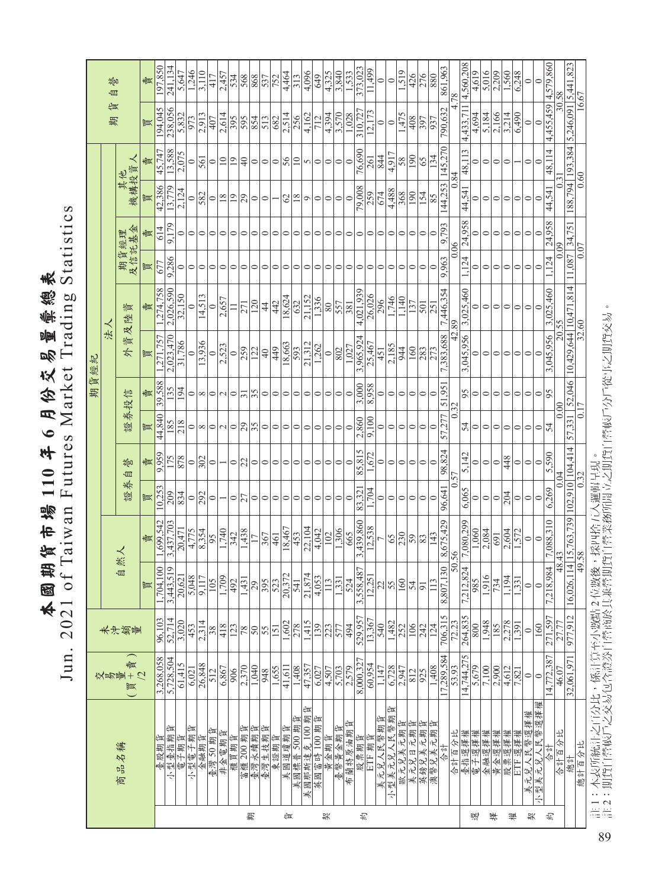# 本國期貨市場 110 年 6 月份交易量彙總表

## Jun. 2021 of Taiwan Futures Market Trading Statistics

| | 商品名稱 | 交易量(買+賣)/2 | 未沖銷量 | 自然人 | | 期貨經紀 法人 證券自營 | | 證券投信 | | 外資及陸資 | | 期貨經理及信託基金 | | 其他機構投資人 | | 期貨自營 | |
|---|---|---|---|---|---|---|---|---|---|---|---|---|---|---|---|---|---|
| | | | | 買 | 賣 | 買 | 賣 | 買 | 賣 | 買 | 賣 | 買 | 賣 | 買 | 賣 | 買 | 賣 |
| 期貨契約 | 臺股期貨 | 3,268,058 | 96,103 | 1,704,100 | 1,699,542 | 10,253 | 9,959 | 44,840 | 39,588 | 1,271,757 | 1,274,758 | 677 | 614 | 42,386 | 45,747 | 194,045 | 197,850 |
| | 小型臺指期貨 | 5,728,504 | 52,714 | 3,443,519 | 3,437,703 | 209 | 175 | 185 | 135 | 2,023,470 | 2,026,590 | 9,286 | 9,179 | 13,779 | 13,588 | 238,056 | 241,134 |
| | 電子期貨 | 61,415 | 3,020 | 20,621 | 20,471 | 834 | 878 | 218 | 194 | 31,786 | 32,150 | 0 | 0 | 2,124 | 2,075 | 5,832 | 5,647 |
| | 小型電子期貨 | 6,021 | 453 | 5,048 | 4,775 | 0 | 0 | 0 | 0 | 0 | 0 | 0 | 0 | 0 | 0 | 973 | 1,246 |
| | 金融期貨 | 26,848 | 2,314 | 9,117 | 8,354 | 292 | 302 | 8 | 8 | 13,936 | 14,513 | 0 | 0 | 582 | 561 | 2,913 | 3,110 |
| | 臺灣50期貨 | 512 | 38 | 105 | 95 | 0 | 0 | 0 | 0 | 0 | 0 | 0 | 0 | 0 | 0 | 407 | 417 |
| | 非金電期貨 | 6,867 | 418 | 1,709 | 1,740 | 1 | 1 | 2 | 2 | 2,523 | 2,657 | 0 | 0 | 18 | 10 | 2,614 | 2,457 |
| | 櫃買期貨 | 906 | 123 | 492 | 342 | 0 | 0 | 0 | 0 | 0 | 11 | 0 | 0 | 19 | 19 | 395 | 534 |
| | 富櫃200期貨 | 2,370 | 78 | 1,431 | 1,438 | 27 | 22 | 29 | 31 | 259 | 271 | 0 | 0 | 29 | 40 | 595 | 568 |
| | 臺灣永續期貨 | 1,040 | 50 | 29 | 17 | 0 | 0 | 35 | 35 | 122 | 120 | 0 | 0 | 0 | 0 | 854 | 868 |
| | 臺灣生技期貨 | 948 | 55 | 395 | 367 | 0 | 0 | 0 | 0 | 40 | 44 | 0 | 0 | 0 | 0 | 513 | 537 |
| | 東證期貨 | 1,655 | 151 | 523 | 461 | 0 | 0 | 0 | 0 | 449 | 442 | 0 | 0 | 1 | 0 | 682 | 752 |
| | 美國道瓊期貨 | 41,611 | 1,602 | 20,372 | 18,467 | 0 | 0 | 0 | 0 | 18,663 | 18,624 | 0 | 0 | 62 | 56 | 2,514 | 4,464 |
| | 美國標普500期貨 | 1,408 | 278 | 541 | 453 | 0 | 0 | 0 | 0 | 593 | 632 | 0 | 0 | 18 | 10 | 256 | 313 |
| | 美國那斯達克100期貨 | 47,357 | 1,415 | 21,874 | 22,104 | 0 | 0 | 0 | 0 | 21,312 | 21,152 | 0 | 0 | 9 | 5 | 4,162 | 4,096 |
| | 英國富時100期貨 | 6,027 | 139 | 4,053 | 4,042 | 0 | 0 | 0 | 0 | 1,262 | 1,336 | 0 | 0 | 0 | 0 | 712 | 649 |
| | 黃金期貨 | 4,507 | 223 | 113 | 102 | 0 | 0 | 0 | 0 | 0 | 80 | 0 | 0 | 0 | 0 | 4,394 | 4,325 |
| | 臺幣黃金期貨 | 5,703 | 577 | 1,331 | 1,306 | 0 | 0 | 0 | 0 | 802 | 557 | 0 | 0 | 0 | 0 | 3,570 | 3,840 |
| | 布蘭特原油期貨 | 2,579 | 494 | 524 | 665 | 0 | 0 | 0 | 0 | 1,027 | 381 | 0 | 0 | 0 | 0 | 1,028 | 1,533 |
| | 股票期貨 | 8,000,327 | 529,957 | 3,558,487 | 3,439,860 | 83,321 | 85,815 | 2,860 | 3,000 | 3,965,924 | 4,021,939 | 0 | 0 | 79,008 | 76,690 | 310,727 | 373,023 |
| | ETF期貨 | 60,954 | 13,367 | 12,251 | 12,538 | 1,704 | 1,672 | 9,100 | 8,958 | 25,467 | 26,026 | 0 | 0 | 259 | 261 | 12,173 | 11,499 |
| | 美元兌人民幣期貨 | 1,147 | 540 | 22 | 7 | 0 | 0 | 0 | 0 | 451 | 296 | 0 | 0 | 674 | 844 | 0 | 0 |
| | 小型美元兌人民幣期貨 | 6,728 | 1,482 | 55 | 65 | 0 | 0 | 0 | 0 | 2,185 | 1,746 | 0 | 0 | 4,488 | 4,917 | 0 | 0 |
| | 歐元兌美元期貨 | 2,947 | 252 | 160 | 230 | 0 | 0 | 0 | 0 | 944 | 1,140 | 0 | 0 | 368 | 58 | 1,475 | 1,519 |
| | 美元兌日圓期貨 | 812 | 106 | 54 | 59 | 0 | 0 | 0 | 0 | 160 | 137 | 0 | 0 | 190 | 190 | 408 | 426 |
| | 英鎊兌美元期貨 | 925 | 242 | 91 | 83 | 0 | 0 | 0 | 0 | 283 | 501 | 0 | 0 | 154 | 65 | 397 | 276 |
| | 澳幣兌美元期貨 | 1,408 | 124 | 113 | 143 | 0 | 0 | 0 | 0 | 273 | 251 | 0 | 0 | 85 | 134 | 937 | 880 |
| | 合計 | 17,289,584 | 706,315 | 8,807,130 | 8,675,429 | 96,641 | 98,824 | 57,277 | 51,951 | 7,383,688 | 7,446,354 | 9,963 | 9,793 | 144,253 | 145,270 | 790,632 | 861,963 |
| | 合計百分比 | 53.93 | 72.23 | 50.56 | | 0.57 | | 0.32 | | 42.89 | | 0.06 | | 0.84 | | 4.78 | |
| 選擇權契約 | 臺指選擇權 | 14,744,275 | 264,835 | 7,212,824 | 7,080,299 | 6,065 | 5,142 | 54 | 95 | 3,045,956 | 3,025,460 | 1,124 | 24,958 | 44,541 | 48,113 | 4,433,711 | 4,560,208 |
| | 電子選擇權 | 5,679 | 800 | 985 | 1,060 | 0 | 0 | 0 | 0 | 0 | 0 | 0 | 0 | 0 | 0 | 4,694 | 4,619 |
| | 金融選擇權 | 7,100 | 1,948 | 1,916 | 2,084 | 0 | 0 | 0 | 0 | 0 | 0 | 0 | 0 | 0 | 0 | 5,184 | 5,016 |
| | 黃金選擇權 | 2,900 | 185 | 734 | 691 | 0 | 0 | 0 | 0 | 0 | 0 | 0 | 0 | 0 | 0 | 2,166 | 2,209 |
| | 股票選擇權 | 4,612 | 2,278 | 1,194 | 2,604 | 204 | 448 | 0 | 0 | 0 | 0 | 0 | 0 | 0 | 0 | 3,214 | 1,560 |
| | ETF選擇權 | 7,821 | 1,391 | 1,331 | 1,572 | 0 | 0 | 0 | 0 | 0 | 0 | 0 | 0 | 0 | 1 | 6,490 | 6,248 |
| | 美元兌人民幣選擇權 | 0 | 0 | 0 | 0 | 0 | 0 | 0 | 0 | 0 | 0 | 0 | 0 | 0 | 0 | 0 | 0 |
| | 小型美元兌人民幣選擇權 | 0 | 160 | 0 | 0 | 0 | 0 | 0 | 0 | 0 | 0 | 0 | 0 | 0 | 0 | 0 | 0 |
| | 合計 | 14,772,387 | 271,597 | 7,218,984 | 7,088,310 | 6,269 | 5,590 | 54 | 95 | 3,045,956 | 3,025,460 | 1,124 | 24,958 | 44,541 | 48,114 | 4,455,459 | 4,579,860 |
| | 合計百分比 | 46.07 | 27.77 | 48.43 | | 0.04 | | 0.00 | | 20.55 | | 0.09 | | 0.31 | | 30.58 | |
| | 總計 | 32,061,971 | 977,912 | 16,026,114 | 15,763,739 | 102,910 | 104,414 | 57,331 | 52,046 | 10,429,644 | 10,471,814 | 11,087 | 34,751 | 188,794 | 193,384 | 5,246,091 | 5,441,823 |
| | 總計百分比 | | | 49.58 | | 0.32 | | 0.17 | | 32.60 | | 0.07 | | 0.60 | | 16.67 | |

註1：本表所統計之百分比，係計算至小數點2位數後，採四捨五入邏輯呈現。
註2：期貨自營商之交易包含證券商兼營期貨自營業務所建立之期貨自營商所從事之期貨交易。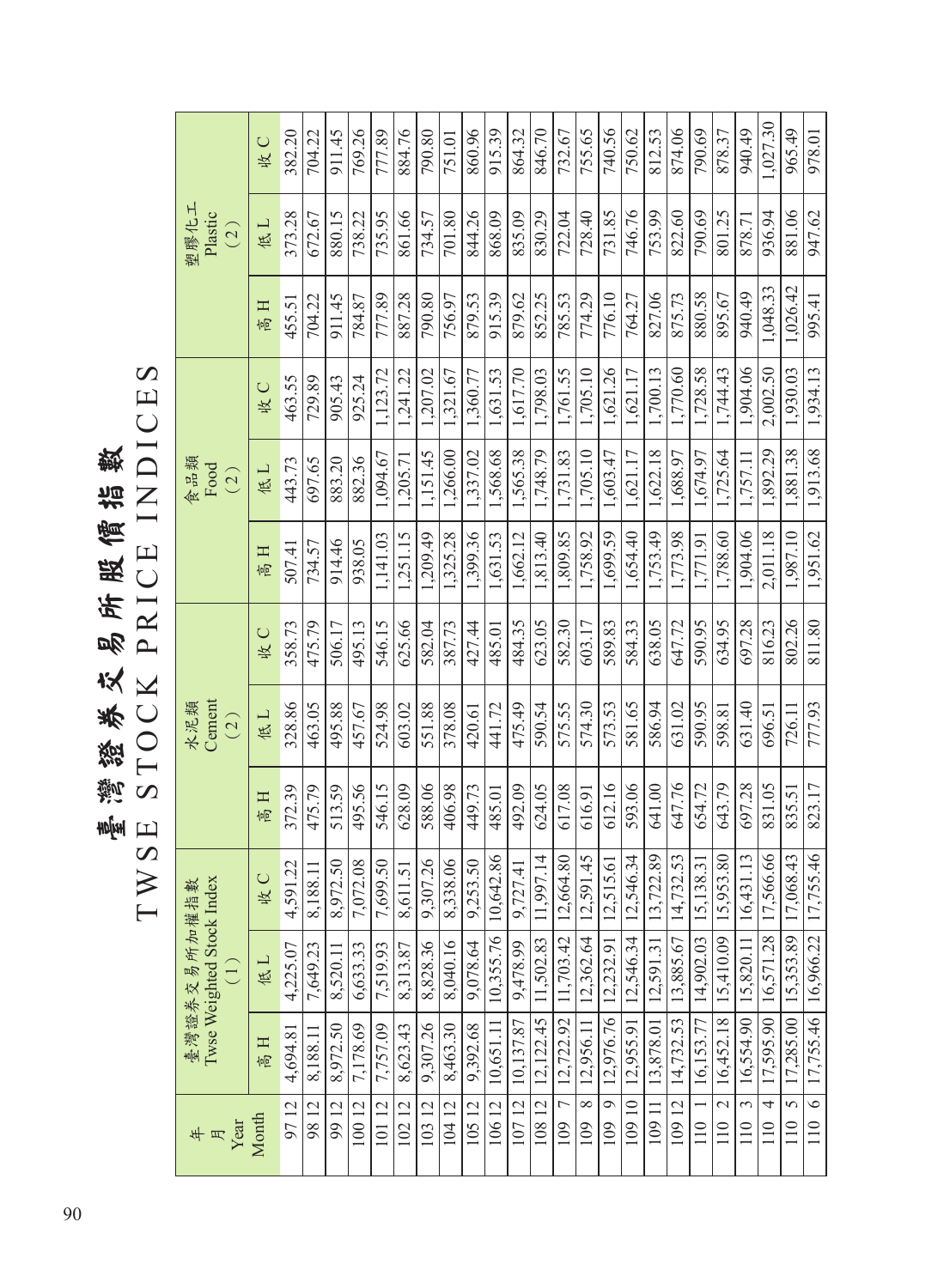# 臺灣證券交易所股價指數

# TWSE STOCK PRICE INDICES

| 年 月 Year Month | 臺灣證券交易所加權指數 Twse Weighted Stock Index (1) | | | 水泥類 Cement (2) | | | 食品類 Food (2) | | | 塑膠化工 Plastic (2) | | |
|---|---|---|---|---|---|---|---|---|---|---|---|---|
| | 高 H | 低 L | 收 C | 高 H | 低 L | 收 C | 高 H | 低 L | 收 C | 高 H | 低 L | 收 C |
| 97 12 | 4,694.81 | 4,225.07 | 4,591.22 | 372.39 | 328.86 | 358.73 | 507.41 | 443.73 | 463.55 | 455.51 | 373.28 | 382.20 |
| 98 12 | 8,188.11 | 7,649.23 | 8,188.11 | 475.79 | 463.05 | 475.79 | 734.57 | 697.65 | 729.89 | 704.22 | 672.67 | 704.22 |
| 99 12 | 8,972.50 | 8,520.11 | 8,972.50 | 513.59 | 495.88 | 506.17 | 914.46 | 883.20 | 905.43 | 911.45 | 880.15 | 911.45 |
| 100 12 | 7,178.69 | 6,633.33 | 7,072.08 | 495.56 | 457.67 | 495.13 | 938.05 | 882.36 | 925.24 | 784.87 | 738.22 | 769.26 |
| 101 12 | 7,757.09 | 7,519.93 | 7,699.50 | 546.15 | 524.98 | 546.15 | 1,141.03 | 1,094.67 | 1,123.72 | 777.89 | 735.95 | 777.89 |
| 102 12 | 8,623.43 | 8,313.87 | 8,611.51 | 628.09 | 603.02 | 625.66 | 1,251.15 | 1,205.71 | 1,241.22 | 887.28 | 861.66 | 884.76 |
| 103 12 | 9,307.26 | 8,828.36 | 9,307.26 | 588.06 | 551.88 | 582.04 | 1,209.49 | 1,151.45 | 1,207.02 | 790.80 | 734.57 | 790.80 |
| 104 12 | 8,463.30 | 8,040.16 | 8,338.06 | 406.98 | 378.08 | 387.73 | 1,325.28 | 1,266.00 | 1,321.67 | 756.97 | 701.80 | 751.01 |
| 105 12 | 9,392.68 | 9,078.64 | 9,253.50 | 449.73 | 420.61 | 427.44 | 1,399.36 | 1,337.02 | 1,360.77 | 879.53 | 844.26 | 860.96 |
| 106 12 | 10,651.11 | 10,355.76 | 10,642.86 | 485.01 | 441.72 | 485.01 | 1,631.53 | 1,568.68 | 1,631.53 | 915.39 | 868.09 | 915.39 |
| 107 12 | 10,137.87 | 9,478.99 | 9,727.41 | 492.09 | 475.49 | 484.35 | 1,662.12 | 1,565.38 | 1,617.70 | 879.62 | 835.09 | 864.32 |
| 108 12 | 12,122.45 | 11,502.83 | 11,997.14 | 624.05 | 590.54 | 623.05 | 1,813.40 | 1,748.79 | 1,798.03 | 852.25 | 830.29 | 846.70 |
| 109 7 | 12,722.92 | 11,703.42 | 12,664.80 | 617.08 | 575.55 | 582.30 | 1,809.85 | 1,731.83 | 1,761.55 | 785.53 | 722.04 | 732.67 |
| 109 8 | 12,956.11 | 12,362.64 | 12,591.45 | 616.91 | 574.30 | 603.17 | 1,758.92 | 1,705.10 | 1,705.10 | 774.29 | 728.40 | 755.65 |
| 109 9 | 12,976.76 | 12,232.91 | 12,515.61 | 612.16 | 573.53 | 589.83 | 1,699.59 | 1,603.47 | 1,621.26 | 776.10 | 731.85 | 740.56 |
| 109 10 | 12,955.91 | 12,546.34 | 12,546.34 | 593.06 | 581.65 | 584.33 | 1,654.40 | 1,621.17 | 1,621.17 | 764.27 | 746.76 | 750.62 |
| 109 11 | 13,878.01 | 12,591.31 | 13,722.89 | 641.00 | 586.94 | 638.05 | 1,753.49 | 1,622.18 | 1,700.13 | 827.06 | 753.99 | 812.53 |
| 109 12 | 14,732.53 | 13,885.67 | 14,732.53 | 647.76 | 631.02 | 647.72 | 1,773.98 | 1,688.97 | 1,770.60 | 875.73 | 822.60 | 874.06 |
| 110 1 | 16,153.77 | 14,902.03 | 15,138.31 | 654.72 | 590.95 | 590.95 | 1,771.91 | 1,674.97 | 1,728.58 | 880.58 | 790.69 | 790.69 |
| 110 2 | 16,452.18 | 15,410.09 | 15,953.80 | 643.79 | 598.81 | 634.95 | 1,788.60 | 1,725.64 | 1,744.43 | 895.67 | 801.25 | 878.37 |
| 110 3 | 16,554.90 | 15,820.11 | 16,431.13 | 697.28 | 631.40 | 697.28 | 1,904.06 | 1,757.11 | 1,904.06 | 940.49 | 878.71 | 940.49 |
| 110 4 | 17,595.90 | 16,571.28 | 17,566.66 | 831.05 | 696.51 | 816.23 | 2,011.18 | 1,892.29 | 2,002.50 | 1,048.33 | 936.94 | 1,027.30 |
| 110 5 | 17,285.00 | 15,353.89 | 17,068.43 | 835.51 | 726.11 | 802.26 | 1,987.10 | 1,881.38 | 1,930.03 | 1,026.42 | 881.06 | 965.49 |
| 110 6 | 17,755.46 | 16,966.22 | 17,755.46 | 823.17 | 777.93 | 811.80 | 1,951.62 | 1,913.68 | 1,934.13 | 995.41 | 947.62 | 978.01 |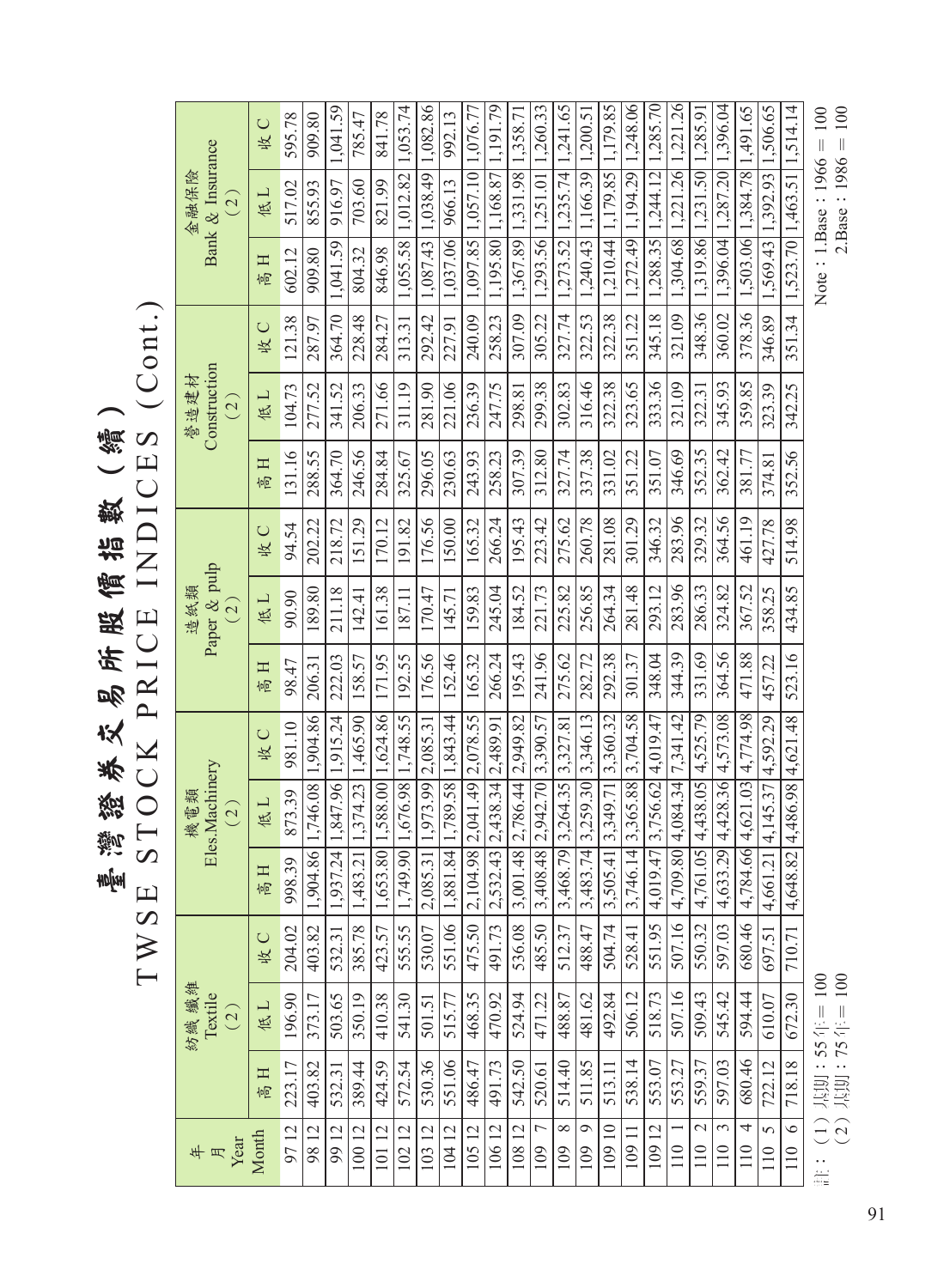# 臺灣證券交易所股價指數（續）

# TWSE STOCK PRICE INDICES (Cont.)

| 年 月 Year Month | 紡織纖維 Textile (2) | | | 機電類 Eles.Machinery (2) | | | 造紙類 Paper & pulp (2) | | | 營造建材 Construction (2) | | | 金融保險 Bank & Insurance (2) | | |
|---|---|---|---|---|---|---|---|---|---|---|---|---|---|---|---|
| | 高 H | 低 L | 收 C | 高 H | 低 L | 收 C | 高 H | 低 L | 收 C | 高 H | 低 L | 收 C | 高 H | 低 L | 收 C |
| 97 12 | 223.17 | 196.90 | 204.02 | 998.39 | 873.39 | 981.10 | 98.47 | 90.90 | 94.54 | 131.16 | 104.73 | 121.38 | 602.12 | 517.02 | 595.78 |
| 98 12 | 403.82 | 373.17 | 403.82 | 1,904.86 | 1,746.08 | 1,904.86 | 206.31 | 189.80 | 202.22 | 288.55 | 277.52 | 287.97 | 909.80 | 855.93 | 909.80 |
| 99 12 | 532.31 | 503.65 | 532.31 | 1,937.24 | 1,847.96 | 1,915.24 | 222.03 | 211.18 | 218.72 | 364.70 | 341.52 | 364.70 | 1,041.59 | 916.97 | 1,041.59 |
| 100 12 | 389.44 | 350.19 | 385.78 | 1,483.21 | 1,374.23 | 1,465.90 | 158.57 | 142.41 | 151.29 | 246.56 | 206.33 | 228.48 | 804.32 | 703.60 | 785.47 |
| 101 12 | 424.59 | 410.38 | 423.57 | 1,653.80 | 1,588.00 | 1,624.86 | 171.95 | 161.38 | 170.12 | 284.84 | 271.66 | 284.27 | 846.98 | 821.99 | 841.78 |
| 102 12 | 572.54 | 541.30 | 555.55 | 1,749.90 | 1,676.98 | 1,748.55 | 192.55 | 187.11 | 191.82 | 325.67 | 311.19 | 313.31 | 1,055.58 | 1,012.82 | 1,053.74 |
| 103 12 | 530.36 | 501.51 | 530.07 | 2,085.31 | 1,973.99 | 2,085.31 | 176.56 | 170.47 | 176.56 | 296.05 | 281.90 | 292.42 | 1,087.43 | 1,038.49 | 1,082.86 |
| 104 12 | 551.06 | 515.77 | 551.06 | 1,881.84 | 1,789.58 | 1,843.44 | 152.46 | 145.71 | 150.00 | 230.63 | 221.06 | 227.91 | 1,037.06 | 966.13 | 992.13 |
| 105 12 | 486.47 | 468.35 | 475.50 | 2,104.98 | 2,041.49 | 2,078.55 | 165.32 | 159.83 | 165.32 | 243.93 | 236.39 | 240.09 | 1,097.85 | 1,057.10 | 1,076.77 |
| 106 12 | 491.73 | 470.92 | 491.73 | 2,532.43 | 2,438.34 | 2,489.91 | 266.24 | 245.04 | 266.24 | 258.23 | 247.75 | 258.23 | 1,195.80 | 1,168.87 | 1,191.79 |
| 108 12 | 542.50 | 524.94 | 536.08 | 3,001.48 | 2,786.44 | 2,949.82 | 195.43 | 184.52 | 195.43 | 307.39 | 298.81 | 307.09 | 1,367.89 | 1,331.98 | 1,358.71 |
| 109 7 | 520.61 | 471.22 | 485.50 | 3,408.48 | 2,942.70 | 3,390.57 | 241.96 | 221.73 | 223.42 | 312.80 | 299.38 | 305.22 | 1,293.56 | 1,251.01 | 1,260.33 |
| 109 8 | 514.40 | 488.87 | 512.37 | 3,468.79 | 3,264.35 | 3,327.81 | 275.62 | 225.82 | 275.62 | 327.74 | 302.83 | 327.74 | 1,273.52 | 1,235.74 | 1,241.65 |
| 109 9 | 511.85 | 481.62 | 488.47 | 3,483.74 | 3,259.30 | 3,346.13 | 282.72 | 256.85 | 260.78 | 337.38 | 316.46 | 322.53 | 1,240.43 | 1,166.39 | 1,200.51 |
| 109 10 | 513.11 | 492.84 | 504.74 | 3,505.41 | 3,349.71 | 3,360.32 | 292.38 | 264.34 | 281.08 | 331.02 | 322.38 | 322.38 | 1,210.44 | 1,179.85 | 1,179.85 |
| 109 11 | 538.14 | 506.12 | 528.41 | 3,746.14 | 3,365.88 | 3,704.58 | 301.37 | 281.48 | 301.29 | 351.22 | 323.65 | 351.22 | 1,272.49 | 1,194.29 | 1,248.06 |
| 109 12 | 553.07 | 518.73 | 551.95 | 4,019.47 | 3,756.62 | 4,019.47 | 348.04 | 293.12 | 346.32 | 351.07 | 333.36 | 345.18 | 1,288.35 | 1,244.12 | 1,285.70 |
| 110 1 | 553.27 | 507.16 | 507.16 | 4,709.80 | 4,084.34 | 7,341.42 | 344.39 | 283.96 | 283.96 | 346.69 | 321.09 | 321.09 | 1,304.68 | 1,221.26 | 1,221.26 |
| 110 2 | 559.37 | 509.43 | 550.32 | 4,761.05 | 4,438.05 | 4,525.79 | 331.69 | 286.33 | 329.32 | 352.35 | 322.31 | 348.36 | 1,319.86 | 1,231.50 | 1,285.91 |
| 110 3 | 597.03 | 545.42 | 597.03 | 4,633.29 | 4,428.36 | 4,573.08 | 364.56 | 324.82 | 364.56 | 362.42 | 345.93 | 360.02 | 1,396.04 | 1,287.20 | 1,396.04 |
| 110 4 | 680.46 | 594.44 | 680.46 | 4,784.66 | 4,621.03 | 4,774.98 | 471.88 | 367.52 | 461.19 | 381.77 | 359.85 | 378.36 | 1,503.06 | 1,384.78 | 1,491.65 |
| 110 5 | 722.12 | 610.07 | 697.51 | 4,661.21 | 4,145.37 | 4,592.29 | 457.22 | 358.25 | 427.78 | 374.81 | 323.39 | 346.89 | 1,569.43 | 1,392.93 | 1,506.65 |
| 110 6 | 718.18 | 672.30 | 710.71 | 4,648.82 | 4,486.98 | 4,621.48 | 523.16 | 434.85 | 514.98 | 352.56 | 342.25 | 351.34 | 1,523.70 | 1,463.51 | 1,514.14 |

註：（1）基期：55年＝100
　　（2）基期：75年＝100

Note：1.Base：1966 ＝ 100
　　　2.Base：1986 ＝ 100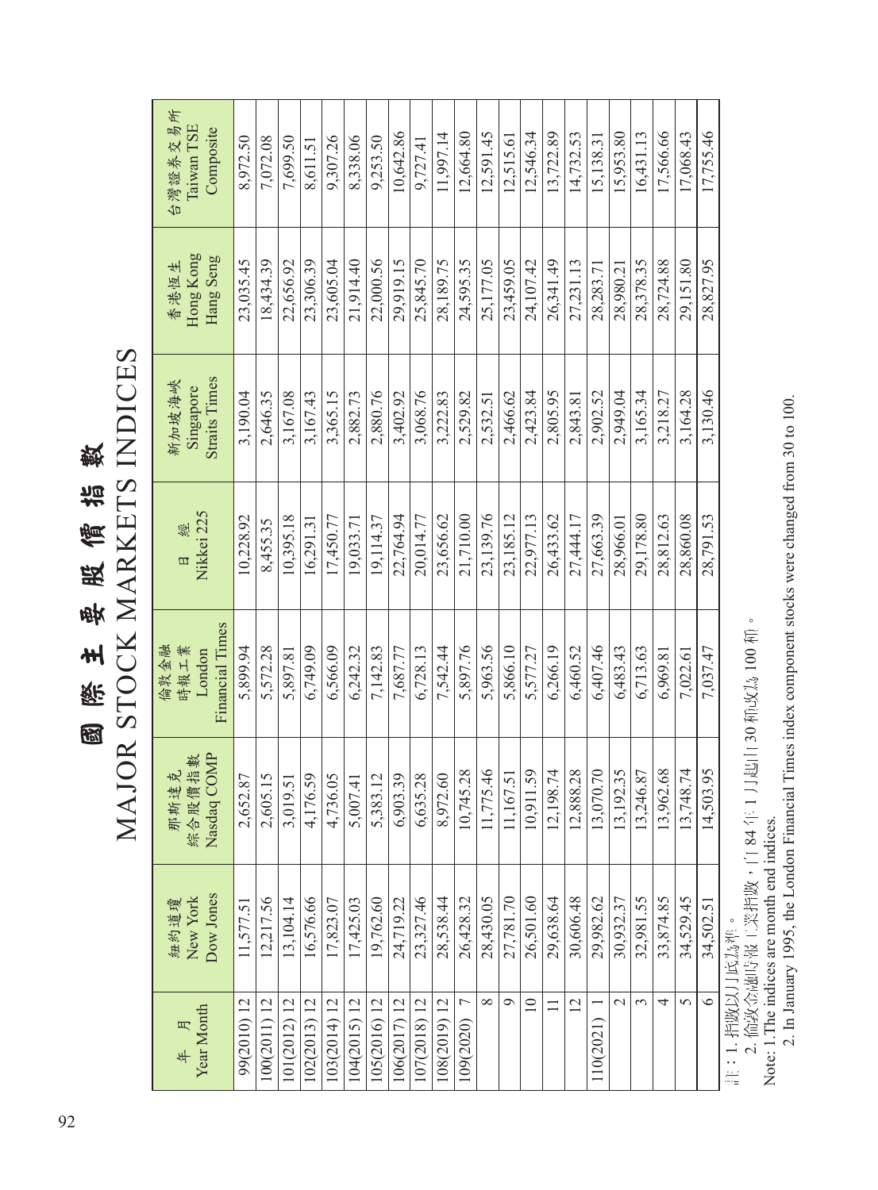# 國際主要股價指數

# MAJOR STOCK MARKETS INDICES

| 年 月<br>Year Month | 紐約道瓊<br>New York<br>Dow Jones | 那斯達克<br>綜合股價指數<br>Nasdaq COMP | 倫敦金融<br>時報工業<br>London<br>Financial Times | 日 經<br>Nikkei 225 | 新加坡海峽<br>Singapore<br>Straits Times | 香港恆生<br>Hong Kong<br>Hang Seng | 台灣證券交易所<br>Taiwan TSE<br>Composite |
|---|---|---|---|---|---|---|---|
| 99(2010) 12 | 11,577.51 | 2,652.87 | 5,899.94 | 10,228.92 | 3,190.04 | 23,035.45 | 8,972.50 |
| 100(2011) 12 | 12,217.56 | 2,605.15 | 5,572.28 | 8,455.35 | 2,646.35 | 18,434.39 | 7,072.08 |
| 101(2012) 12 | 13,104.14 | 3,019.51 | 5,897.81 | 10,395.18 | 3,167.08 | 22,656.92 | 7,699.50 |
| 102(2013) 12 | 16,576.66 | 4,176.59 | 6,749.09 | 16,291.31 | 3,167.43 | 23,306.39 | 8,611.51 |
| 103(2014) 12 | 17,823.07 | 4,736.05 | 6,566.09 | 17,450.77 | 3,365.15 | 23,605.04 | 9,307.26 |
| 104(2015) 12 | 17,425.03 | 5,007.41 | 6,242.32 | 19,033.71 | 2,882.73 | 21,914.40 | 8,338.06 |
| 105(2016) 12 | 19,762.60 | 5,383.12 | 7,142.83 | 19,114.37 | 2,880.76 | 22,000.56 | 9,253.50 |
| 106(2017) 12 | 24,719.22 | 6,903.39 | 7,687.77 | 22,764.94 | 3,402.92 | 29,919.15 | 10,642.86 |
| 107(2018) 12 | 23,327.46 | 6,635.28 | 6,728.13 | 20,014.77 | 3,068.76 | 25,845.70 | 9,727.41 |
| 108(2019) 12 | 28,538.44 | 8,972.60 | 7,542.44 | 23,656.62 | 3,222.83 | 28,189.75 | 11,997.14 |
| 109(2020) 7 | 26,428.32 | 10,745.28 | 5,897.76 | 21,710.00 | 2,529.82 | 24,595.35 | 12,664.80 |
| 8 | 28,430.05 | 11,775.46 | 5,963.56 | 23,139.76 | 2,532.51 | 25,177.05 | 12,591.45 |
| 9 | 27,781.70 | 11,167.51 | 5,866.10 | 23,185.12 | 2,466.62 | 23,459.05 | 12,515.61 |
| 10 | 26,501.60 | 10,911.59 | 5,577.27 | 22,977.13 | 2,423.84 | 24,107.42 | 12,546.34 |
| 11 | 29,638.64 | 12,198.74 | 6,266.19 | 26,433.62 | 2,805.95 | 26,341.49 | 13,722.89 |
| 12 | 30,606.48 | 12,888.28 | 6,460.52 | 27,444.17 | 2,843.81 | 27,231.13 | 14,732.53 |
| 110(2021) 1 | 29,982.62 | 13,070.70 | 6,407.46 | 27,663.39 | 2,902.52 | 28,283.71 | 15,138.31 |
| 2 | 30,932.37 | 13,192.35 | 6,483.43 | 28,966.01 | 2,949.04 | 28,980.21 | 15,953.80 |
| 3 | 32,981.55 | 13,246.87 | 6,713.63 | 29,178.80 | 3,165.34 | 28,378.35 | 16,431.13 |
| 4 | 33,874.85 | 13,962.68 | 6,969.81 | 28,812.63 | 3,218.27 | 28,724.88 | 17,566.66 |
| 5 | 34,529.45 | 13,748.74 | 7,022.61 | 28,860.08 | 3,164.28 | 29,151.80 | 17,068.43 |
| 6 | 34,502.51 | 14,503.95 | 7,037.47 | 28,791.53 | 3,130.46 | 28,827.95 | 17,755.46 |

註：1. 指數以月底為準。
2. 倫敦金融時報工業指數，自84年1月起由30種改為100種。

Note: 1. The indices are month end indices.
2. In January 1995, the London Financial Times index component stocks were changed from 30 to 100.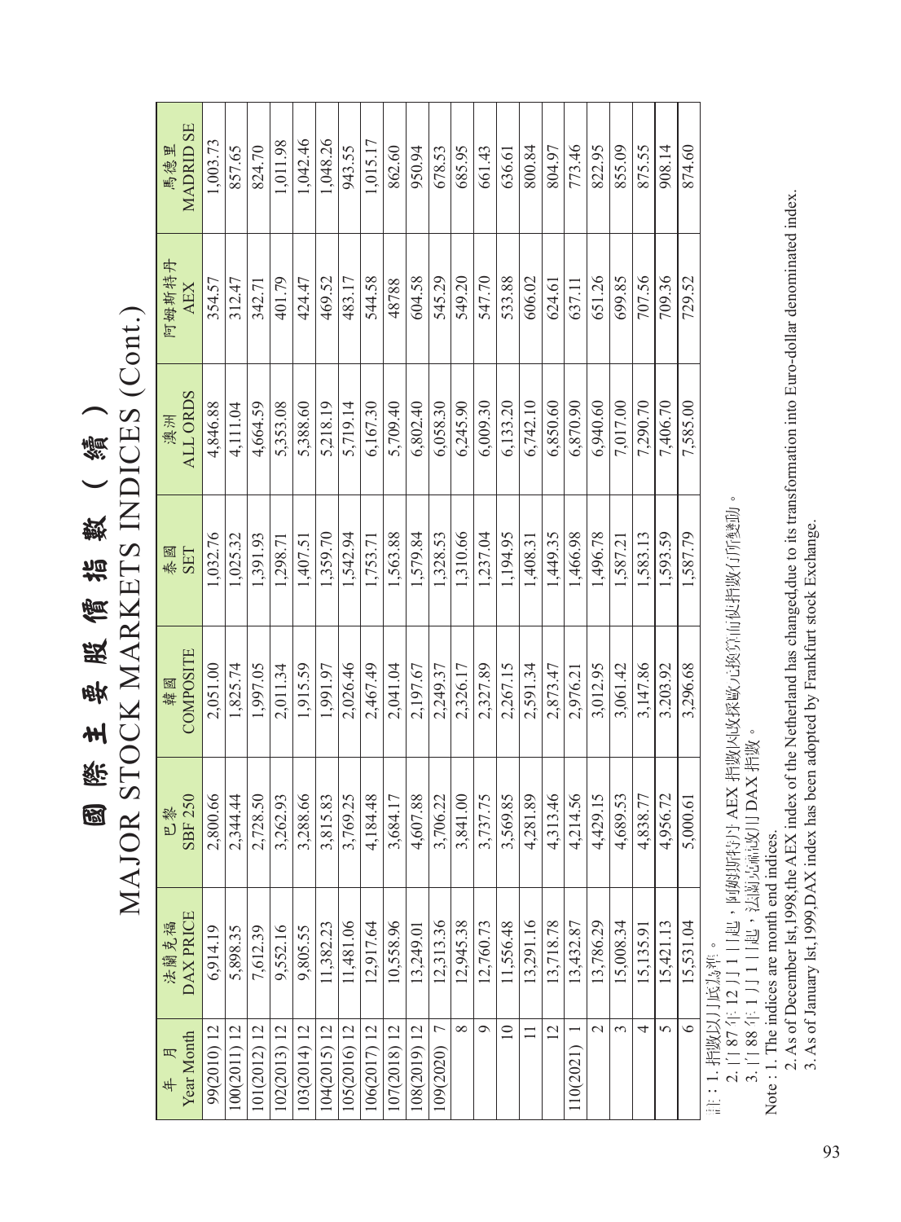# 國際主要股價指數（續）

# MAJOR STOCK MARKETS INDICES (Cont.)

| 年 月<br>Year Month | 法蘭克福<br>DAX PRICE | 巴黎<br>SBF 250 | 韓國<br>COMPOSITE | 泰國<br>SET | 澳洲<br>ALL ORDS | 阿姆斯特丹<br>AEX | 馬德里<br>MADRID SE |
|---|---|---|---|---|---|---|---|
| 99(2010) 12 | 6,914.19 | 2,800.66 | 2,051.00 | 1,032.76 | 4,846.88 | 354.57 | 1,003.73 |
| 100(2011) 12 | 5,898.35 | 2,344.44 | 1,825.74 | 1,025.32 | 4,111.04 | 312.47 | 857.65 |
| 101(2012) 12 | 7,612.39 | 2,728.50 | 1,997.05 | 1,391.93 | 4,664.59 | 342.71 | 824.70 |
| 102(2013) 12 | 9,552.16 | 3,262.93 | 2,011.34 | 1,298.71 | 5,353.08 | 401.79 | 1,011.98 |
| 103(2014) 12 | 9,805.55 | 3,288.66 | 1,915.59 | 1,407.51 | 5,388.60 | 424.47 | 1,042.46 |
| 104(2015) 12 | 11,382.23 | 3,815.83 | 1,991.97 | 1,359.70 | 5,218.19 | 469.52 | 1,048.26 |
| 105(2016) 12 | 11,481.06 | 3,769.25 | 2,026.46 | 1,542.94 | 5,719.14 | 483.17 | 943.55 |
| 106(2017) 12 | 12,917.64 | 4,184.48 | 2,467.49 | 1,753.71 | 6,167.30 | 544.58 | 1,015.17 |
| 107(2018) 12 | 10,558.96 | 3,684.17 | 2,041.04 | 1,563.88 | 5,709.40 | 48788 | 862.60 |
| 108(2019) 12 | 13,249.01 | 4,607.88 | 2,197.67 | 1,579.84 | 6,802.40 | 604.58 | 950.94 |
| 109(2020) 7 | 12,313.36 | 3,706.22 | 2,249.37 | 1,328.53 | 6,058.30 | 545.29 | 678.53 |
| 8 | 12,945.38 | 3,841.00 | 2,326.17 | 1,310.66 | 6,245.90 | 549.20 | 685.95 |
| 9 | 12,760.73 | 3,737.75 | 2,327.89 | 1,237.04 | 6,009.30 | 547.70 | 661.43 |
| 10 | 11,556.48 | 3,569.85 | 2,267.15 | 1,194.95 | 6,133.20 | 533.88 | 636.61 |
| 11 | 13,291.16 | 4,281.89 | 2,591.34 | 1,408.31 | 6,742.10 | 606.02 | 800.84 |
| 12 | 13,718.78 | 4,313.46 | 2,873.47 | 1,449.35 | 6,850.60 | 624.61 | 804.97 |
| 110(2021) 1 | 13,432.87 | 4,214.56 | 2,976.21 | 1,466.98 | 6,870.90 | 637.11 | 773.46 |
| 2 | 13,786.29 | 4,429.15 | 3,012.95 | 1,496.78 | 6,940.60 | 651.26 | 822.95 |
| 3 | 15,008.34 | 4,689.53 | 3,061.42 | 1,587.21 | 7,017.00 | 699.85 | 855.09 |
| 4 | 15,135.91 | 4,838.77 | 3,147.86 | 1,583.13 | 7,290.70 | 707.56 | 875.55 |
| 5 | 15,421.13 | 4,956.72 | 3,203.92 | 1,593.59 | 7,406.70 | 709.36 | 908.14 |
| 6 | 15,531.04 | 5,000.61 | 3,296.68 | 1,587.79 | 7,585.00 | 729.52 | 874.60 |

註：1. 指數以月底為準。
2. 自87年12月1日起，阿姆斯特丹AEX指數因改採歐元換算而使指數有所變動。
3. 自88年1月1日起，法蘭克福改用DAX指數。

Note : 1. The indices are month end indices.
2. As of December lst,1998,the AEX index of the Netherland has changed,due to its transformation into Euro-dollar denominated index.
3. As of January lst,1999,DAX index has been adopted by Frankfurt stock Exchange.